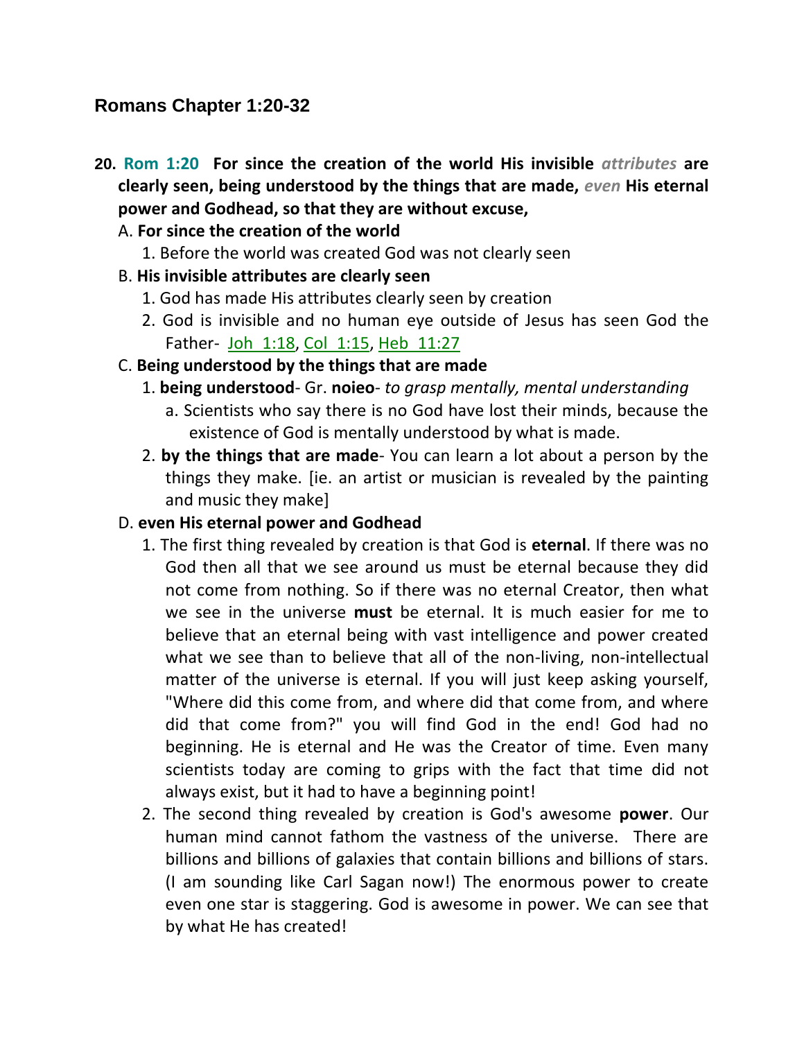## Romans Chapter 1:20-32

20. **Rom 1:20 For since the creation of the world His invisible *attributes* are clearly seen, being understood by the things that are made, *even* His eternal power and Godhead, so that they are without excuse,**

   A. **For since the creation of the world**

      1. Before the world was created God was not clearly seen

   B. **His invisible attributes are clearly seen**

      1. God has made His attributes clearly seen by creation
      2. God is invisible and no human eye outside of Jesus has seen God the Father- Joh 1:18, Col 1:15, Heb 11:27

   C. **Being understood by the things that are made**

      1. **being understood**- Gr. **noieo**- *to grasp mentally, mental understanding*

         a. Scientists who say there is no God have lost their minds, because the existence of God is mentally understood by what is made.

      2. **by the things that are made**- You can learn a lot about a person by the things they make. [ie. an artist or musician is revealed by the painting and music they make]

   D. **even His eternal power and Godhead**

      1. The first thing revealed by creation is that God is **eternal**. If there was no God then all that we see around us must be eternal because they did not come from nothing. So if there was no eternal Creator, then what we see in the universe **must** be eternal. It is much easier for me to believe that an eternal being with vast intelligence and power created what we see than to believe that all of the non-living, non-intellectual matter of the universe is eternal. If you will just keep asking yourself, "Where did this come from, and where did that come from, and where did that come from?" you will find God in the end! God had no beginning. He is eternal and He was the Creator of time. Even many scientists today are coming to grips with the fact that time did not always exist, but it had to have a beginning point!
      2. The second thing revealed by creation is God's awesome **power**. Our human mind cannot fathom the vastness of the universe. There are billions and billions of galaxies that contain billions and billions of stars. (I am sounding like Carl Sagan now!) The enormous power to create even one star is staggering. God is awesome in power. We can see that by what He has created!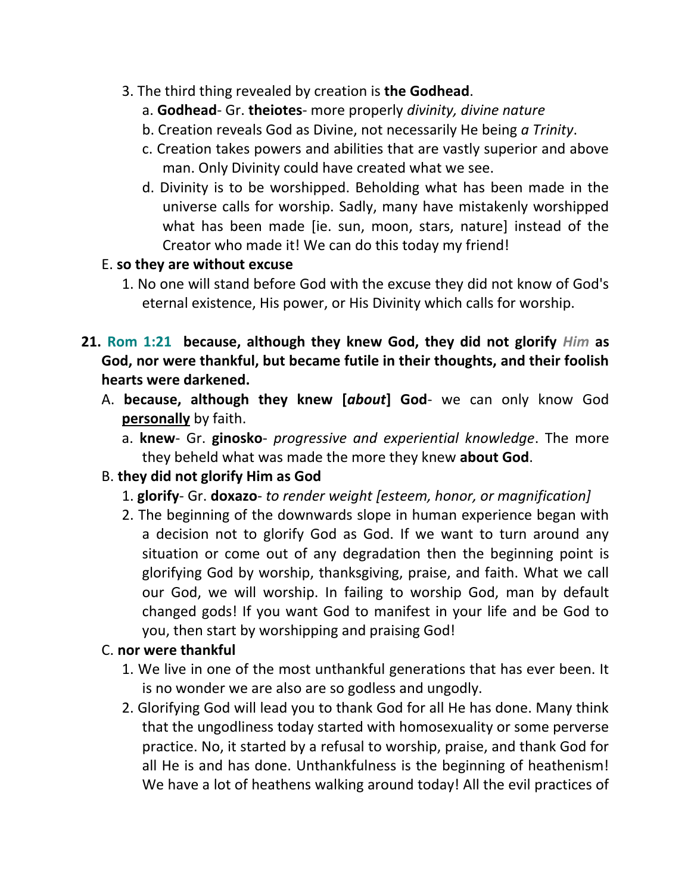3. The third thing revealed by creation is **the Godhead**.
    a. **Godhead**- Gr. **theiotes**- more properly *divinity, divine nature*
    b. Creation reveals God as Divine, not necessarily He being *a Trinity*.
    c. Creation takes powers and abilities that are vastly superior and above man. Only Divinity could have created what we see.
    d. Divinity is to be worshipped. Beholding what has been made in the universe calls for worship. Sadly, many have mistakenly worshipped what has been made [ie. sun, moon, stars, nature] instead of the Creator who made it! We can do this today my friend!

E. **so they are without excuse**
1. No one will stand before God with the excuse they did not know of God's eternal existence, His power, or His Divinity which calls for worship.

**21. Rom 1:21 because, although they knew God, they did not glorify *Him* as God, nor were thankful, but became futile in their thoughts, and their foolish hearts were darkened.**

A. **because, although they knew [*about*] God**- we can only know God **personally** by faith.
    a. **knew**- Gr. **ginosko**- *progressive and experiential knowledge*. The more they beheld what was made the more they knew **about God**.

B. **they did not glorify Him as God**
1. **glorify**- Gr. **doxazo**- *to render weight [esteem, honor, or magnification]*
2. The beginning of the downwards slope in human experience began with a decision not to glorify God as God. If we want to turn around any situation or come out of any degradation then the beginning point is glorifying God by worship, thanksgiving, praise, and faith. What we call our God, we will worship. In failing to worship God, man by default changed gods! If you want God to manifest in your life and be God to you, then start by worshipping and praising God!

C. **nor were thankful**
1. We live in one of the most unthankful generations that has ever been. It is no wonder we are also are so godless and ungodly.
2. Glorifying God will lead you to thank God for all He has done. Many think that the ungodliness today started with homosexuality or some perverse practice. No, it started by a refusal to worship, praise, and thank God for all He is and has done. Unthankfulness is the beginning of heathenism! We have a lot of heathens walking around today! All the evil practices of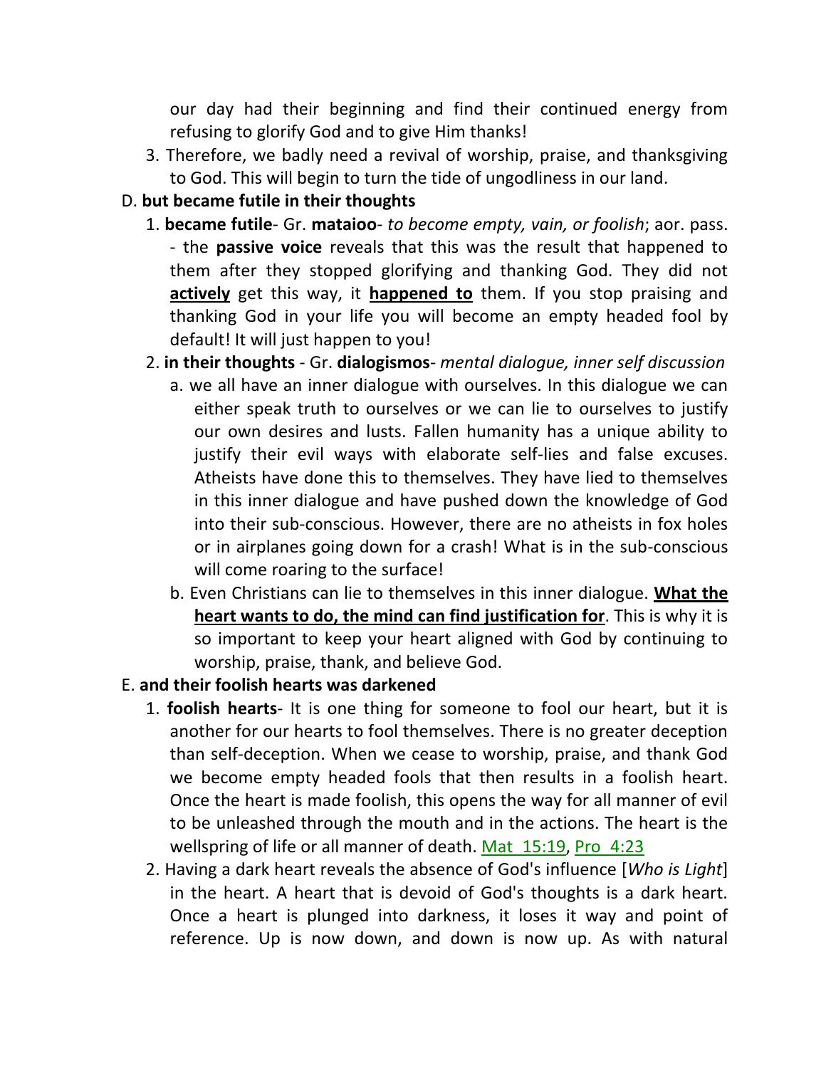our day had their beginning and find their continued energy from refusing to glorify God and to give Him thanks!

3. Therefore, we badly need a revival of worship, praise, and thanksgiving to God. This will begin to turn the tide of ungodliness in our land.

D. **but became futile in their thoughts**

1. **became futile**- Gr. **mataioo**- *to become empty, vain, or foolish*; aor. pass. - the **passive voice** reveals that this was the result that happened to them after they stopped glorifying and thanking God. They did not **actively** get this way, it **happened to** them. If you stop praising and thanking God in your life you will become an empty headed fool by default! It will just happen to you!

2. **in their thoughts** - Gr. **dialogismos**- *mental dialogue, inner self discussion*

   a. we all have an inner dialogue with ourselves. In this dialogue we can either speak truth to ourselves or we can lie to ourselves to justify our own desires and lusts. Fallen humanity has a unique ability to justify their evil ways with elaborate self-lies and false excuses. Atheists have done this to themselves. They have lied to themselves in this inner dialogue and have pushed down the knowledge of God into their sub-conscious. However, there are no atheists in fox holes or in airplanes going down for a crash! What is in the sub-conscious will come roaring to the surface!

   b. Even Christians can lie to themselves in this inner dialogue. **What the heart wants to do, the mind can find justification for**. This is why it is so important to keep your heart aligned with God by continuing to worship, praise, thank, and believe God.

E. **and their foolish hearts was darkened**

1. **foolish hearts**- It is one thing for someone to fool our heart, but it is another for our hearts to fool themselves. There is no greater deception than self-deception. When we cease to worship, praise, and thank God we become empty headed fools that then results in a foolish heart. Once the heart is made foolish, this opens the way for all manner of evil to be unleashed through the mouth and in the actions. The heart is the wellspring of life or all manner of death. Mat 15:19, Pro 4:23

2. Having a dark heart reveals the absence of God's influence [*Who is Light*] in the heart. A heart that is devoid of God's thoughts is a dark heart. Once a heart is plunged into darkness, it loses it way and point of reference. Up is now down, and down is now up. As with natural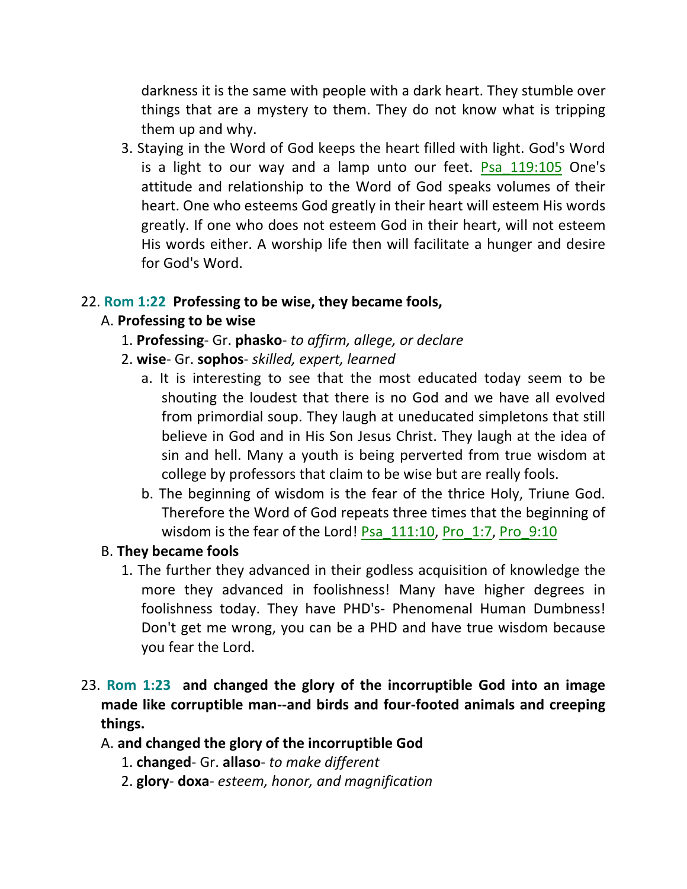darkness it is the same with people with a dark heart. They stumble over things that are a mystery to them. They do not know what is tripping them up and why.

3. Staying in the Word of God keeps the heart filled with light. God's Word is a light to our way and a lamp unto our feet. Psa_119:105 One's attitude and relationship to the Word of God speaks volumes of their heart. One who esteems God greatly in their heart will esteem His words greatly. If one who does not esteem God in their heart, will not esteem His words either. A worship life then will facilitate a hunger and desire for God's Word.

22. **Rom 1:22 Professing to be wise, they became fools,**

   A. **Professing to be wise**

      1. **Professing**- Gr. **phasko**- *to affirm, allege, or declare*
      2. **wise**- Gr. **sophos**- *skilled, expert, learned*

         a. It is interesting to see that the most educated today seem to be shouting the loudest that there is no God and we have all evolved from primordial soup. They laugh at uneducated simpletons that still believe in God and in His Son Jesus Christ. They laugh at the idea of sin and hell. Many a youth is being perverted from true wisdom at college by professors that claim to be wise but are really fools.

         b. The beginning of wisdom is the fear of the thrice Holy, Triune God. Therefore the Word of God repeats three times that the beginning of wisdom is the fear of the Lord! Psa_111:10, Pro_1:7, Pro_9:10

   B. **They became fools**

      1. The further they advanced in their godless acquisition of knowledge the more they advanced in foolishness! Many have higher degrees in foolishness today. They have PHD's- Phenomenal Human Dumbness! Don't get me wrong, you can be a PHD and have true wisdom because you fear the Lord.

23. **Rom 1:23 and changed the glory of the incorruptible God into an image made like corruptible man--and birds and four-footed animals and creeping things.**

   A. **and changed the glory of the incorruptible God**

      1. **changed**- Gr. **allaso**- *to make different*
      2. **glory**- **doxa**- *esteem, honor, and magnification*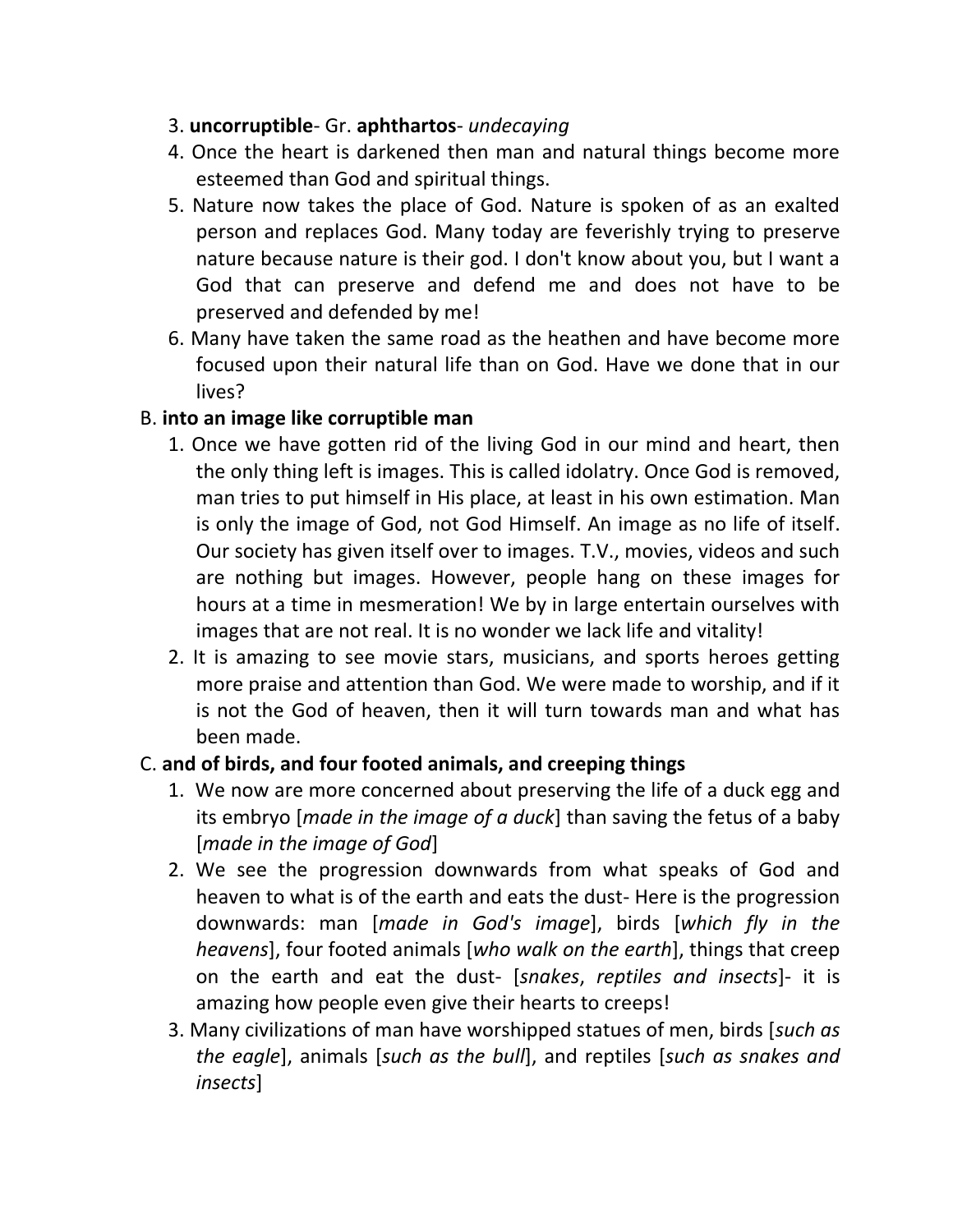3. **uncorruptible**- Gr. **aphthartos**- *undecaying*
4. Once the heart is darkened then man and natural things become more esteemed than God and spiritual things.
5. Nature now takes the place of God. Nature is spoken of as an exalted person and replaces God. Many today are feverishly trying to preserve nature because nature is their god. I don't know about you, but I want a God that can preserve and defend me and does not have to be preserved and defended by me!
6. Many have taken the same road as the heathen and have become more focused upon their natural life than on God. Have we done that in our lives?

B. **into an image like corruptible man**

1. Once we have gotten rid of the living God in our mind and heart, then the only thing left is images. This is called idolatry. Once God is removed, man tries to put himself in His place, at least in his own estimation. Man is only the image of God, not God Himself. An image as no life of itself. Our society has given itself over to images. T.V., movies, videos and such are nothing but images. However, people hang on these images for hours at a time in mesmeration! We by in large entertain ourselves with images that are not real. It is no wonder we lack life and vitality!
2. It is amazing to see movie stars, musicians, and sports heroes getting more praise and attention than God. We were made to worship, and if it is not the God of heaven, then it will turn towards man and what has been made.

C. **and of birds, and four footed animals, and creeping things**

1. We now are more concerned about preserving the life of a duck egg and its embryo [*made in the image of a duck*] than saving the fetus of a baby [*made in the image of God*]
2. We see the progression downwards from what speaks of God and heaven to what is of the earth and eats the dust- Here is the progression downwards: man [*made in God's image*], birds [*which fly in the heavens*], four footed animals [*who walk on the earth*], things that creep on the earth and eat the dust- [*snakes*, *reptiles and insects*]- it is amazing how people even give their hearts to creeps!
3. Many civilizations of man have worshipped statues of men, birds [*such as the eagle*], animals [*such as the bull*], and reptiles [*such as snakes and insects*]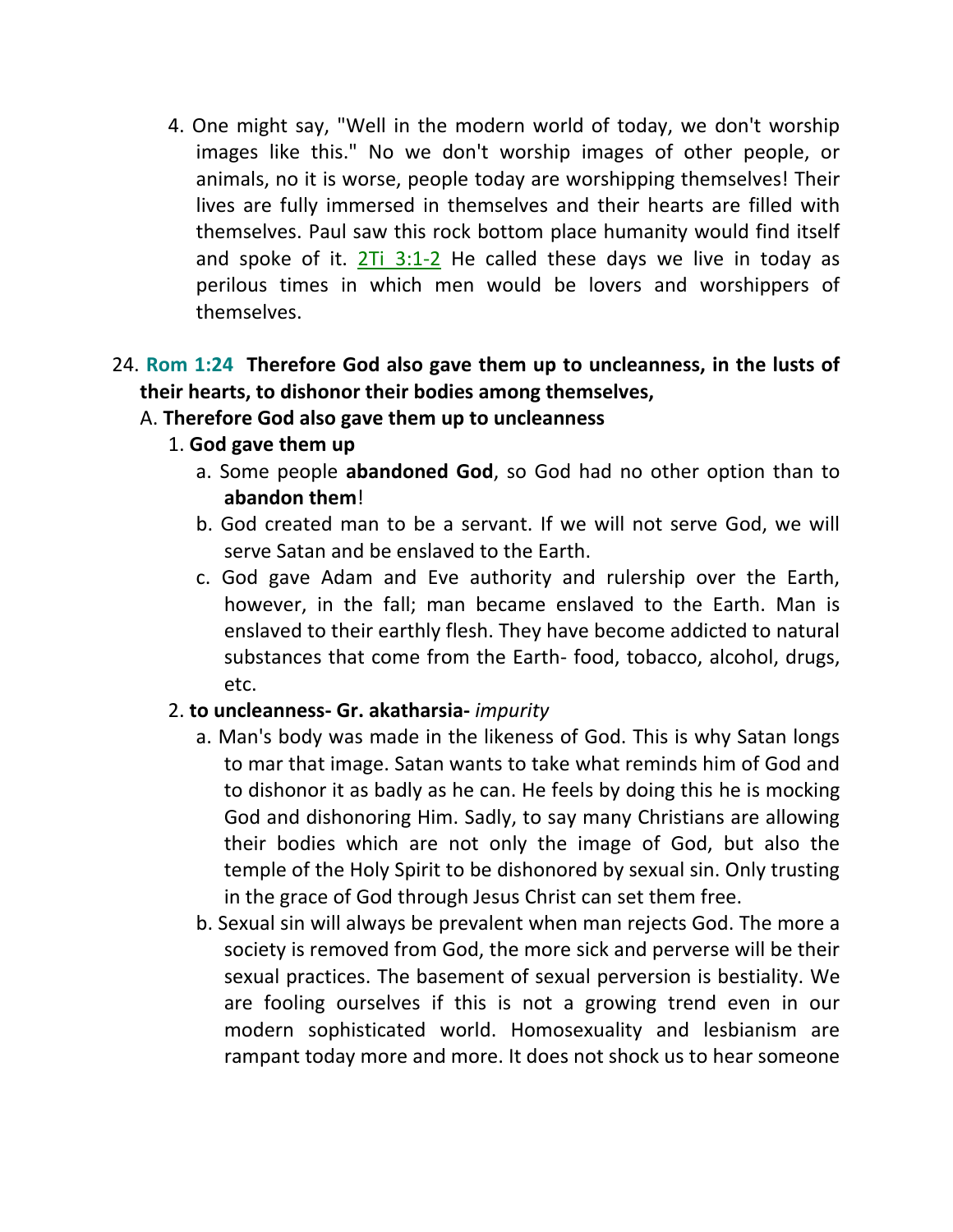4. One might say, "Well in the modern world of today, we don't worship images like this." No we don't worship images of other people, or animals, no it is worse, people today are worshipping themselves! Their lives are fully immersed in themselves and their hearts are filled with themselves. Paul saw this rock bottom place humanity would find itself and spoke of it. 2Ti 3:1-2 He called these days we live in today as perilous times in which men would be lovers and worshippers of themselves.

24. **Rom 1:24 Therefore God also gave them up to uncleanness, in the lusts of their hearts, to dishonor their bodies among themselves,**

A. **Therefore God also gave them up to uncleanness**

1. **God gave them up**

a. Some people **abandoned God**, so God had no other option than to **abandon them**!

b. God created man to be a servant. If we will not serve God, we will serve Satan and be enslaved to the Earth.

c. God gave Adam and Eve authority and rulership over the Earth, however, in the fall; man became enslaved to the Earth. Man is enslaved to their earthly flesh. They have become addicted to natural substances that come from the Earth- food, tobacco, alcohol, drugs, etc.

2. **to uncleanness- Gr. akatharsia-** *impurity*

a. Man's body was made in the likeness of God. This is why Satan longs to mar that image. Satan wants to take what reminds him of God and to dishonor it as badly as he can. He feels by doing this he is mocking God and dishonoring Him. Sadly, to say many Christians are allowing their bodies which are not only the image of God, but also the temple of the Holy Spirit to be dishonored by sexual sin. Only trusting in the grace of God through Jesus Christ can set them free.

b. Sexual sin will always be prevalent when man rejects God. The more a society is removed from God, the more sick and perverse will be their sexual practices. The basement of sexual perversion is bestiality. We are fooling ourselves if this is not a growing trend even in our modern sophisticated world. Homosexuality and lesbianism are rampant today more and more. It does not shock us to hear someone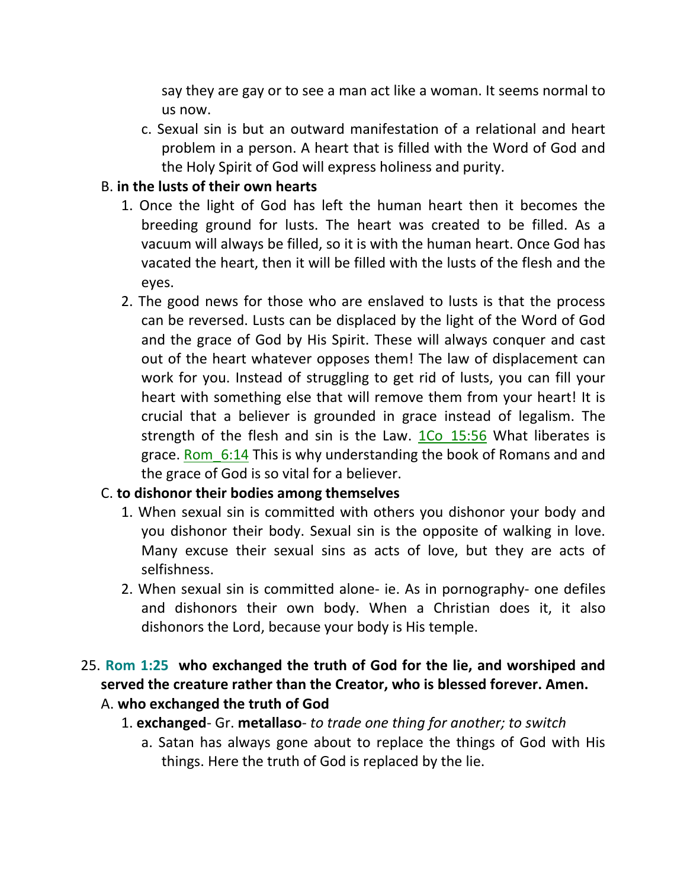say they are gay or to see a man act like a woman. It seems normal to us now.

c. Sexual sin is but an outward manifestation of a relational and heart problem in a person. A heart that is filled with the Word of God and the Holy Spirit of God will express holiness and purity.

B. **in the lusts of their own hearts**

1. Once the light of God has left the human heart then it becomes the breeding ground for lusts. The heart was created to be filled. As a vacuum will always be filled, so it is with the human heart. Once God has vacated the heart, then it will be filled with the lusts of the flesh and the eyes.

2. The good news for those who are enslaved to lusts is that the process can be reversed. Lusts can be displaced by the light of the Word of God and the grace of God by His Spirit. These will always conquer and cast out of the heart whatever opposes them! The law of displacement can work for you. Instead of struggling to get rid of lusts, you can fill your heart with something else that will remove them from your heart! It is crucial that a believer is grounded in grace instead of legalism. The strength of the flesh and sin is the Law. 1Co_15:56 What liberates is grace. Rom_6:14 This is why understanding the book of Romans and and the grace of God is so vital for a believer.

C. **to dishonor their bodies among themselves**

1. When sexual sin is committed with others you dishonor your body and you dishonor their body. Sexual sin is the opposite of walking in love. Many excuse their sexual sins as acts of love, but they are acts of selfishness.

2. When sexual sin is committed alone- ie. As in pornography- one defiles and dishonors their own body. When a Christian does it, it also dishonors the Lord, because your body is His temple.

25. **Rom 1:25 who exchanged the truth of God for the lie, and worshiped and served the creature rather than the Creator, who is blessed forever. Amen.**

A. **who exchanged the truth of God**

1. **exchanged**- Gr. **metallaso**- *to trade one thing for another; to switch*

a. Satan has always gone about to replace the things of God with His things. Here the truth of God is replaced by the lie.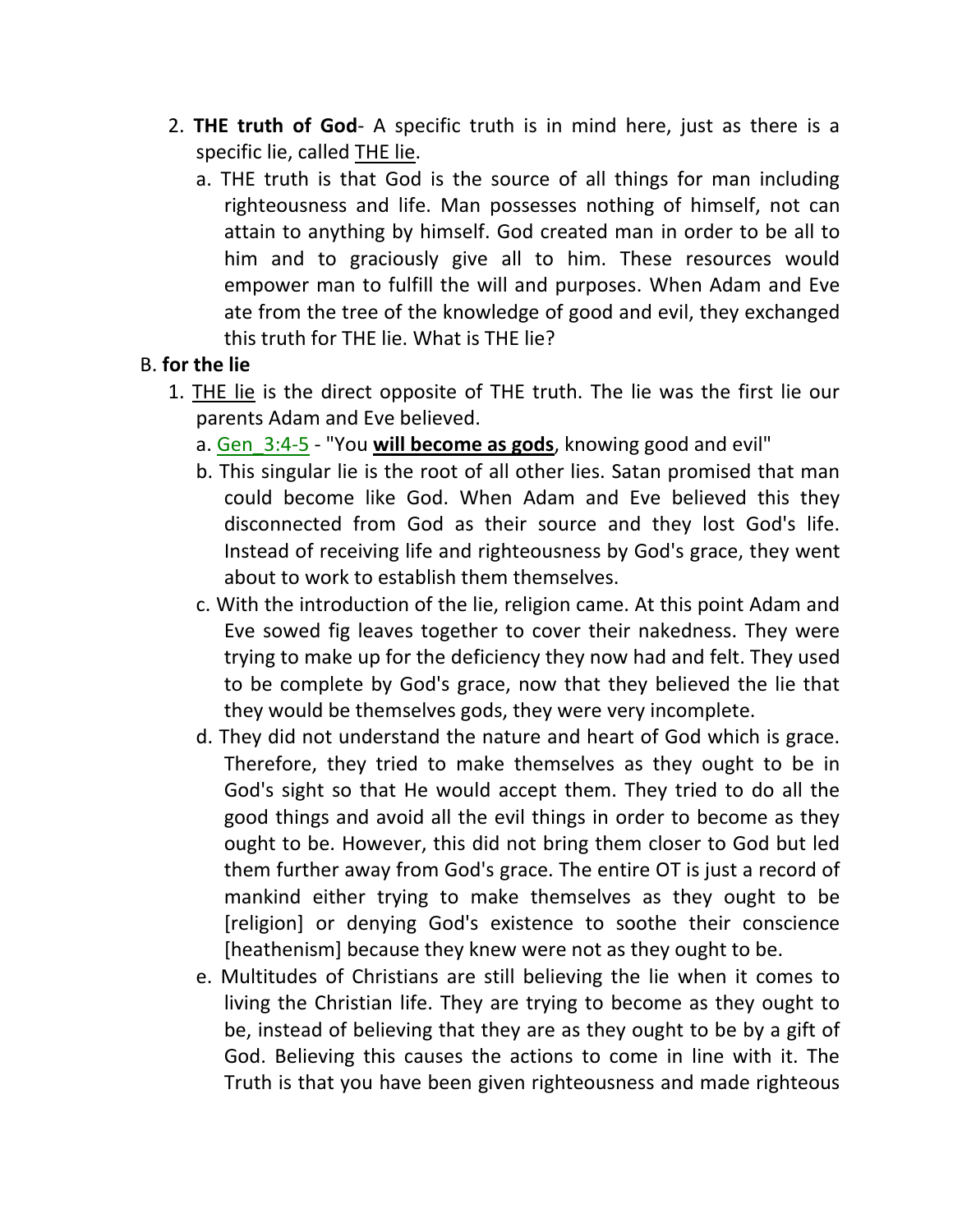2. **THE truth of God**- A specific truth is in mind here, just as there is a specific lie, called <u>THE lie</u>.
   a. THE truth is that God is the source of all things for man including righteousness and life. Man possesses nothing of himself, not can attain to anything by himself. God created man in order to be all to him and to graciously give all to him. These resources would empower man to fulfill the will and purposes. When Adam and Eve ate from the tree of the knowledge of good and evil, they exchanged this truth for THE lie. What is THE lie?

B. **for the lie**

1. <u>THE lie</u> is the direct opposite of THE truth. The lie was the first lie our parents Adam and Eve believed.
   a. Gen_3:4-5 - "You **<u>will become as gods</u>**, knowing good and evil"
   b. This singular lie is the root of all other lies. Satan promised that man could become like God. When Adam and Eve believed this they disconnected from God as their source and they lost God's life. Instead of receiving life and righteousness by God's grace, they went about to work to establish them themselves.
   c. With the introduction of the lie, religion came. At this point Adam and Eve sowed fig leaves together to cover their nakedness. They were trying to make up for the deficiency they now had and felt. They used to be complete by God's grace, now that they believed the lie that they would be themselves gods, they were very incomplete.
   d. They did not understand the nature and heart of God which is grace. Therefore, they tried to make themselves as they ought to be in God's sight so that He would accept them. They tried to do all the good things and avoid all the evil things in order to become as they ought to be. However, this did not bring them closer to God but led them further away from God's grace. The entire OT is just a record of mankind either trying to make themselves as they ought to be [religion] or denying God's existence to soothe their conscience [heathenism] because they knew were not as they ought to be.
   e. Multitudes of Christians are still believing the lie when it comes to living the Christian life. They are trying to become as they ought to be, instead of believing that they are as they ought to be by a gift of God. Believing this causes the actions to come in line with it. The Truth is that you have been given righteousness and made righteous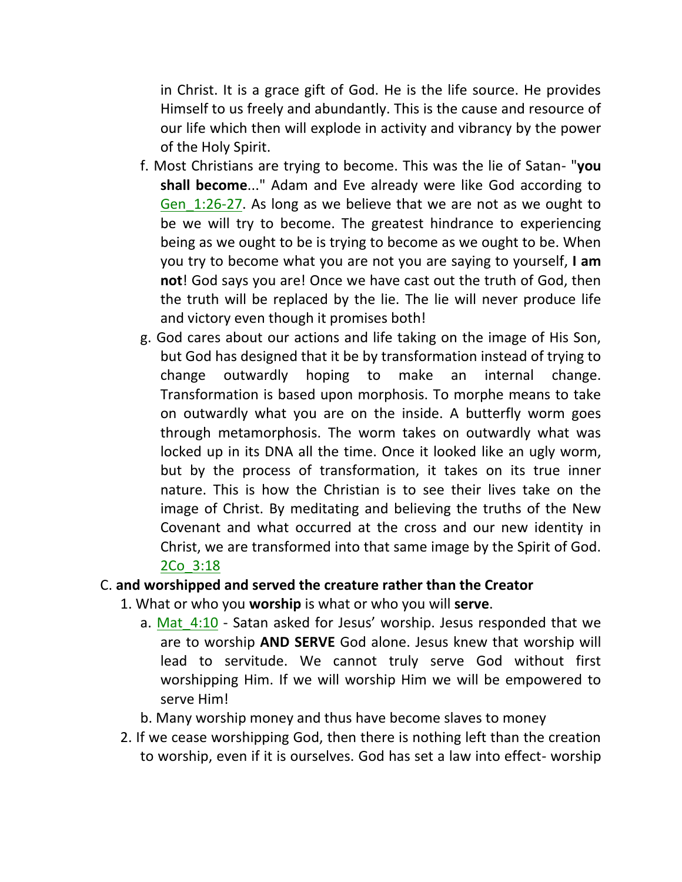in Christ. It is a grace gift of God. He is the life source. He provides Himself to us freely and abundantly. This is the cause and resource of our life which then will explode in activity and vibrancy by the power of the Holy Spirit.

f. Most Christians are trying to become. This was the lie of Satan- "**you shall become**..." Adam and Eve already were like God according to Gen_1:26-27. As long as we believe that we are not as we ought to be we will try to become. The greatest hindrance to experiencing being as we ought to be is trying to become as we ought to be. When you try to become what you are not you are saying to yourself, **I am not**! God says you are! Once we have cast out the truth of God, then the truth will be replaced by the lie. The lie will never produce life and victory even though it promises both!

g. God cares about our actions and life taking on the image of His Son, but God has designed that it be by transformation instead of trying to change outwardly hoping to make an internal change. Transformation is based upon morphosis. To morphe means to take on outwardly what you are on the inside. A butterfly worm goes through metamorphosis. The worm takes on outwardly what was locked up in its DNA all the time. Once it looked like an ugly worm, but by the process of transformation, it takes on its true inner nature. This is how the Christian is to see their lives take on the image of Christ. By meditating and believing the truths of the New Covenant and what occurred at the cross and our new identity in Christ, we are transformed into that same image by the Spirit of God. 2Co_3:18

C. **and worshipped and served the creature rather than the Creator**

1. What or who you **worship** is what or who you will **serve**.

a. Mat_4:10 - Satan asked for Jesus' worship. Jesus responded that we are to worship **AND SERVE** God alone. Jesus knew that worship will lead to servitude. We cannot truly serve God without first worshipping Him. If we will worship Him we will be empowered to serve Him!

b. Many worship money and thus have become slaves to money

2. If we cease worshipping God, then there is nothing left than the creation to worship, even if it is ourselves. God has set a law into effect- worship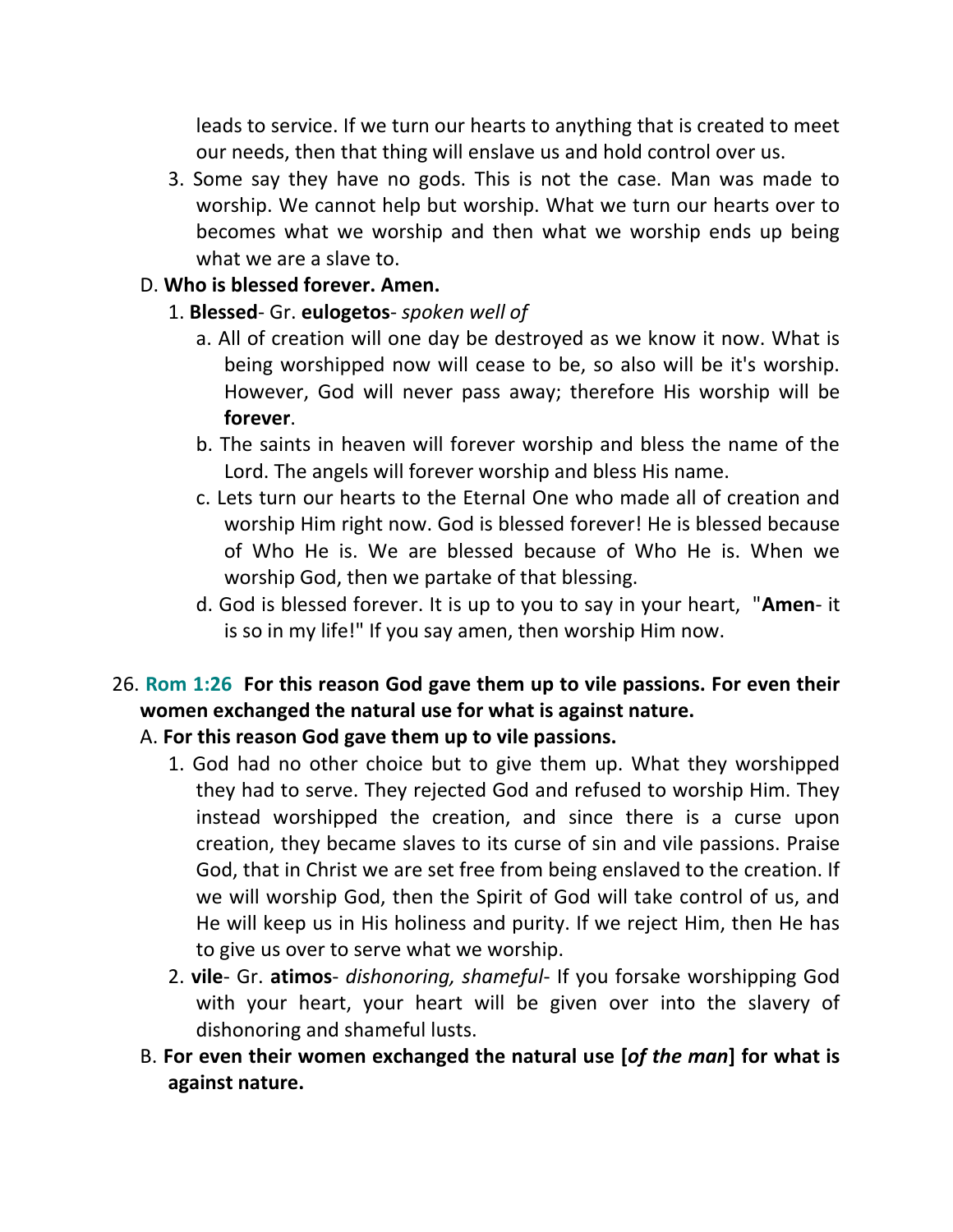leads to service. If we turn our hearts to anything that is created to meet our needs, then that thing will enslave us and hold control over us.

3. Some say they have no gods. This is not the case. Man was made to worship. We cannot help but worship. What we turn our hearts over to becomes what we worship and then what we worship ends up being what we are a slave to.

D. **Who is blessed forever. Amen.**

1. **Blessed**- Gr. **eulogetos**- *spoken well of*

a. All of creation will one day be destroyed as we know it now. What is being worshipped now will cease to be, so also will be it's worship. However, God will never pass away; therefore His worship will be **forever**.

b. The saints in heaven will forever worship and bless the name of the Lord. The angels will forever worship and bless His name.

c. Lets turn our hearts to the Eternal One who made all of creation and worship Him right now. God is blessed forever! He is blessed because of Who He is. We are blessed because of Who He is. When we worship God, then we partake of that blessing.

d. God is blessed forever. It is up to you to say in your heart, "**Amen**- it is so in my life!" If you say amen, then worship Him now.

26. **Rom 1:26 For this reason God gave them up to vile passions. For even their women exchanged the natural use for what is against nature.**

A. **For this reason God gave them up to vile passions.**

1. God had no other choice but to give them up. What they worshipped they had to serve. They rejected God and refused to worship Him. They instead worshipped the creation, and since there is a curse upon creation, they became slaves to its curse of sin and vile passions. Praise God, that in Christ we are set free from being enslaved to the creation. If we will worship God, then the Spirit of God will take control of us, and He will keep us in His holiness and purity. If we reject Him, then He has to give us over to serve what we worship.

2. **vile**- Gr. **atimos**- *dishonoring, shameful*- If you forsake worshipping God with your heart, your heart will be given over into the slavery of dishonoring and shameful lusts.

B. **For even their women exchanged the natural use [*of the man*] for what is against nature.**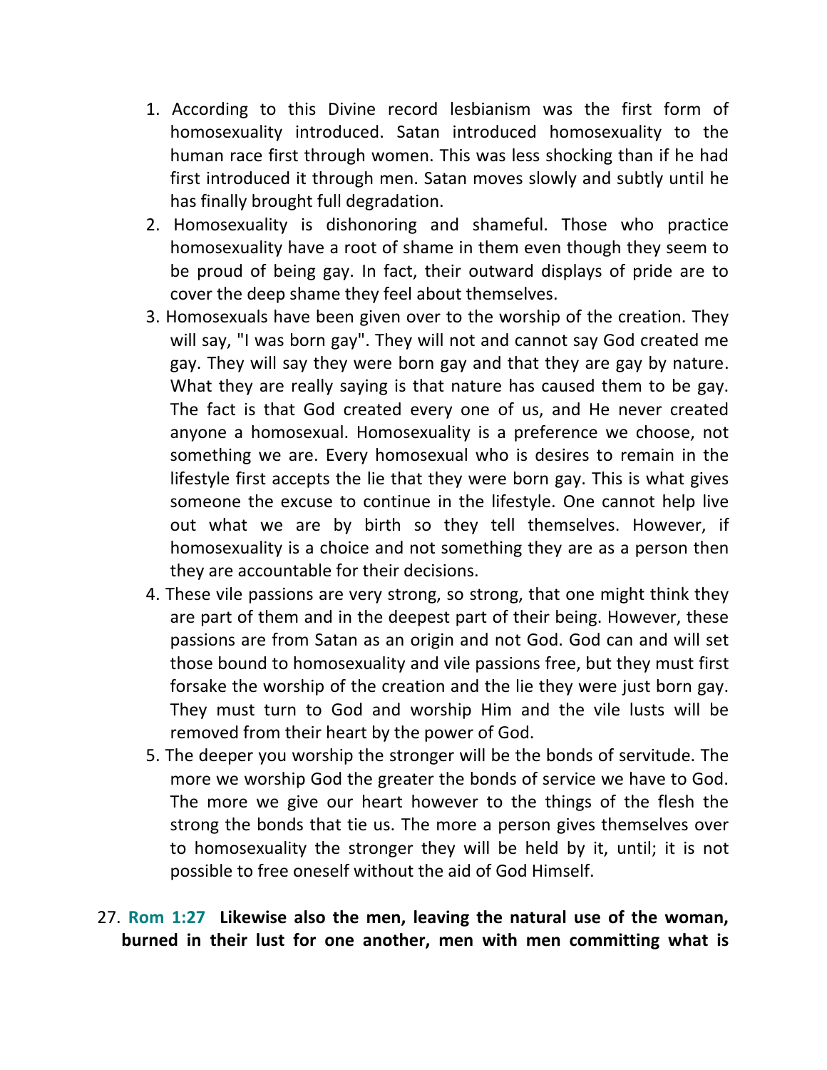1. According to this Divine record lesbianism was the first form of homosexuality introduced. Satan introduced homosexuality to the human race first through women. This was less shocking than if he had first introduced it through men. Satan moves slowly and subtly until he has finally brought full degradation.
2. Homosexuality is dishonoring and shameful. Those who practice homosexuality have a root of shame in them even though they seem to be proud of being gay. In fact, their outward displays of pride are to cover the deep shame they feel about themselves.
3. Homosexuals have been given over to the worship of the creation. They will say, "I was born gay". They will not and cannot say God created me gay. They will say they were born gay and that they are gay by nature. What they are really saying is that nature has caused them to be gay. The fact is that God created every one of us, and He never created anyone a homosexual. Homosexuality is a preference we choose, not something we are. Every homosexual who is desires to remain in the lifestyle first accepts the lie that they were born gay. This is what gives someone the excuse to continue in the lifestyle. One cannot help live out what we are by birth so they tell themselves. However, if homosexuality is a choice and not something they are as a person then they are accountable for their decisions.
4. These vile passions are very strong, so strong, that one might think they are part of them and in the deepest part of their being. However, these passions are from Satan as an origin and not God. God can and will set those bound to homosexuality and vile passions free, but they must first forsake the worship of the creation and the lie they were just born gay. They must turn to God and worship Him and the vile lusts will be removed from their heart by the power of God.
5. The deeper you worship the stronger will be the bonds of servitude. The more we worship God the greater the bonds of service we have to God. The more we give our heart however to the things of the flesh the strong the bonds that tie us. The more a person gives themselves over to homosexuality the stronger they will be held by it, until; it is not possible to free oneself without the aid of God Himself.

27. **Rom 1:27 Likewise also the men, leaving the natural use of the woman, burned in their lust for one another, men with men committing what is**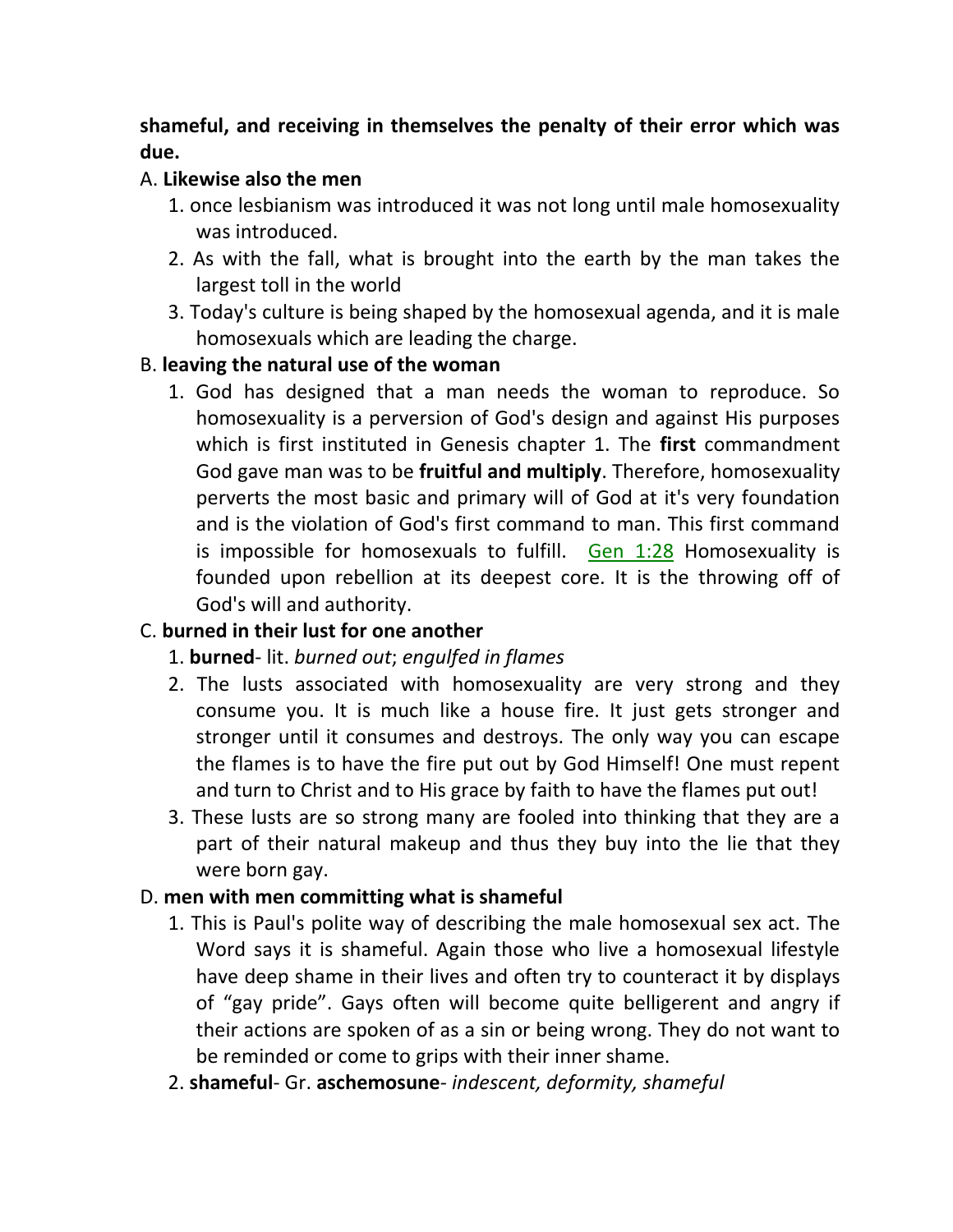**shameful, and receiving in themselves the penalty of their error which was due.**

A. **Likewise also the men**

1. once lesbianism was introduced it was not long until male homosexuality was introduced.
2. As with the fall, what is brought into the earth by the man takes the largest toll in the world
3. Today's culture is being shaped by the homosexual agenda, and it is male homosexuals which are leading the charge.

B. **leaving the natural use of the woman**

1. God has designed that a man needs the woman to reproduce. So homosexuality is a perversion of God's design and against His purposes which is first instituted in Genesis chapter 1. The **first** commandment God gave man was to be **fruitful and multiply**. Therefore, homosexuality perverts the most basic and primary will of God at it's very foundation and is the violation of God's first command to man. This first command is impossible for homosexuals to fulfill. Gen 1:28 Homosexuality is founded upon rebellion at its deepest core. It is the throwing off of God's will and authority.

C. **burned in their lust for one another**

1. **burned**- lit. *burned out*; *engulfed in flames*
2. The lusts associated with homosexuality are very strong and they consume you. It is much like a house fire. It just gets stronger and stronger until it consumes and destroys. The only way you can escape the flames is to have the fire put out by God Himself! One must repent and turn to Christ and to His grace by faith to have the flames put out!
3. These lusts are so strong many are fooled into thinking that they are a part of their natural makeup and thus they buy into the lie that they were born gay.

D. **men with men committing what is shameful**

1. This is Paul's polite way of describing the male homosexual sex act. The Word says it is shameful. Again those who live a homosexual lifestyle have deep shame in their lives and often try to counteract it by displays of "gay pride". Gays often will become quite belligerent and angry if their actions are spoken of as a sin or being wrong. They do not want to be reminded or come to grips with their inner shame.
2. **shameful**- Gr. **aschemosune**- *indescent, deformity, shameful*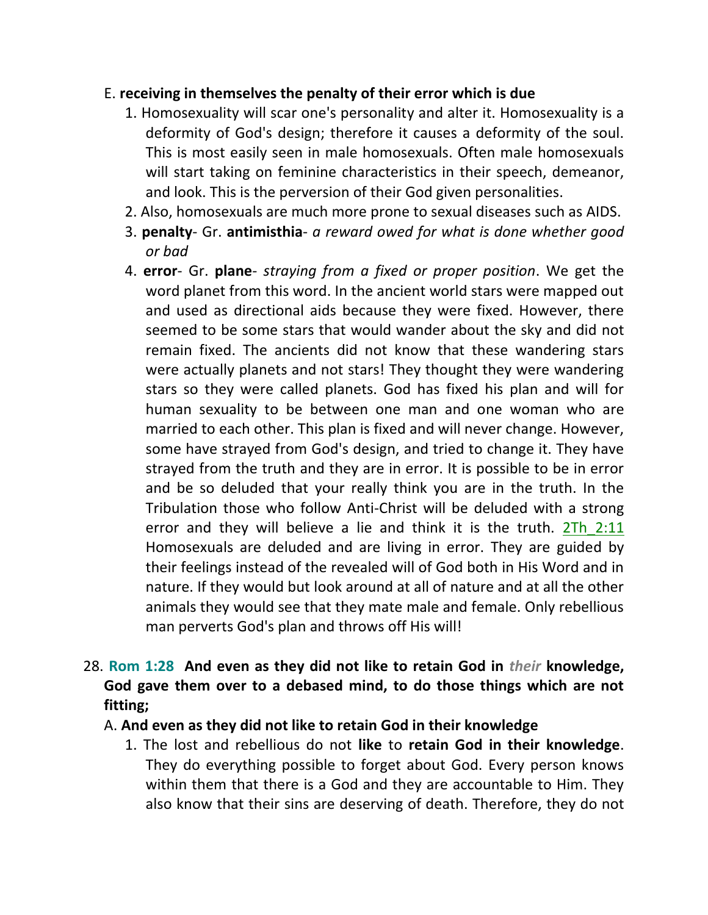E. **receiving in themselves the penalty of their error which is due**

1. Homosexuality will scar one's personality and alter it. Homosexuality is a deformity of God's design; therefore it causes a deformity of the soul. This is most easily seen in male homosexuals. Often male homosexuals will start taking on feminine characteristics in their speech, demeanor, and look. This is the perversion of their God given personalities.
2. Also, homosexuals are much more prone to sexual diseases such as AIDS.
3. **penalty**- Gr. **antimisthia**- *a reward owed for what is done whether good or bad*
4. **error**- Gr. **plane**- *straying from a fixed or proper position*. We get the word planet from this word. In the ancient world stars were mapped out and used as directional aids because they were fixed. However, there seemed to be some stars that would wander about the sky and did not remain fixed. The ancients did not know that these wandering stars were actually planets and not stars! They thought they were wandering stars so they were called planets. God has fixed his plan and will for human sexuality to be between one man and one woman who are married to each other. This plan is fixed and will never change. However, some have strayed from God's design, and tried to change it. They have strayed from the truth and they are in error. It is possible to be in error and be so deluded that your really think you are in the truth. In the Tribulation those who follow Anti-Christ will be deluded with a strong error and they will believe a lie and think it is the truth. 2Th_2:11 Homosexuals are deluded and are living in error. They are guided by their feelings instead of the revealed will of God both in His Word and in nature. If they would but look around at all of nature and at all the other animals they would see that they mate male and female. Only rebellious man perverts God's plan and throws off His will!

28. **Rom 1:28 And even as they did not like to retain God in *their* knowledge, God gave them over to a debased mind, to do those things which are not fitting;**

A. **And even as they did not like to retain God in their knowledge**

1. The lost and rebellious do not **like** to **retain God in their knowledge**. They do everything possible to forget about God. Every person knows within them that there is a God and they are accountable to Him. They also know that their sins are deserving of death. Therefore, they do not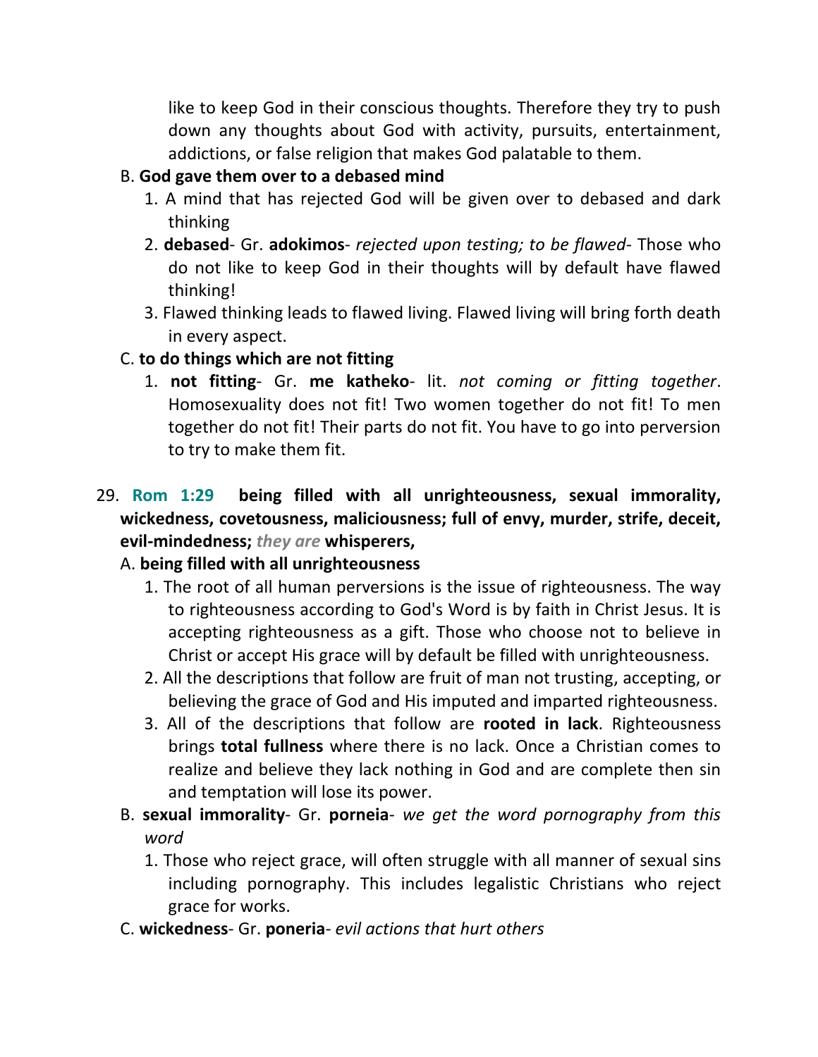like to keep God in their conscious thoughts. Therefore they try to push down any thoughts about God with activity, pursuits, entertainment, addictions, or false religion that makes God palatable to them.

B. **God gave them over to a debased mind**

1. A mind that has rejected God will be given over to debased and dark thinking
2. **debased**- Gr. **adokimos**- *rejected upon testing; to be flawed*- Those who do not like to keep God in their thoughts will by default have flawed thinking!
3. Flawed thinking leads to flawed living. Flawed living will bring forth death in every aspect.

C. **to do things which are not fitting**

1. **not fitting**- Gr. **me katheko**- lit. *not coming or fitting together*. Homosexuality does not fit! Two women together do not fit! To men together do not fit! Their parts do not fit. You have to go into perversion to try to make them fit.

29. **Rom 1:29 being filled with all unrighteousness, sexual immorality, wickedness, covetousness, maliciousness; full of envy, murder, strife, deceit, evil-mindedness;** ***they are*** **whisperers,**

A. **being filled with all unrighteousness**

1. The root of all human perversions is the issue of righteousness. The way to righteousness according to God's Word is by faith in Christ Jesus. It is accepting righteousness as a gift. Those who choose not to believe in Christ or accept His grace will by default be filled with unrighteousness.
2. All the descriptions that follow are fruit of man not trusting, accepting, or believing the grace of God and His imputed and imparted righteousness.
3. All of the descriptions that follow are **rooted in lack**. Righteousness brings **total fullness** where there is no lack. Once a Christian comes to realize and believe they lack nothing in God and are complete then sin and temptation will lose its power.

B. **sexual immorality**- Gr. **porneia**- *we get the word pornography from this word*

1. Those who reject grace, will often struggle with all manner of sexual sins including pornography. This includes legalistic Christians who reject grace for works.

C. **wickedness**- Gr. **poneria**- *evil actions that hurt others*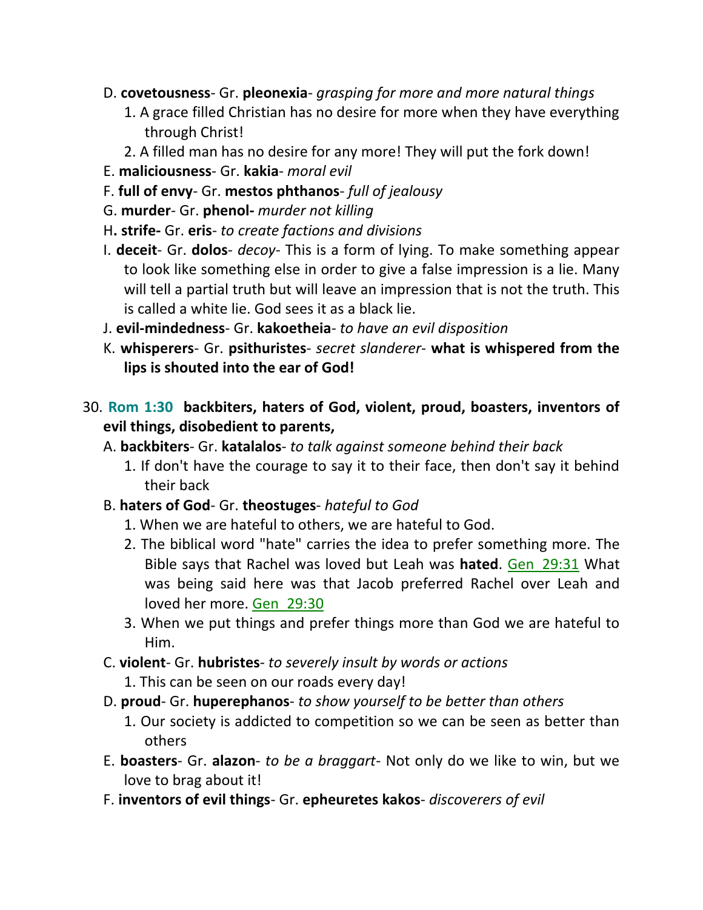D. **covetousness**- Gr. **pleonexia**- *grasping for more and more natural things*

1. A grace filled Christian has no desire for more when they have everything through Christ!
2. A filled man has no desire for any more! They will put the fork down!

E. **maliciousness**- Gr. **kakia**- *moral evil*

F. **full of envy**- Gr. **mestos phthanos**- *full of jealousy*

G. **murder**- Gr. **phenol-** *murder not killing*

H**. strife-** Gr. **eris**- *to create factions and divisions*

I. **deceit**- Gr. **dolos**- *decoy*- This is a form of lying. To make something appear to look like something else in order to give a false impression is a lie. Many will tell a partial truth but will leave an impression that is not the truth. This is called a white lie. God sees it as a black lie.

J. **evil-mindedness**- Gr. **kakoetheia**- *to have an evil disposition*

K. **whisperers**- Gr. **psithuristes**- *secret slanderer*- **what is whispered from the lips is shouted into the ear of God!**

30. **Rom 1:30 backbiters, haters of God, violent, proud, boasters, inventors of evil things, disobedient to parents,**

A. **backbiters**- Gr. **katalalos**- *to talk against someone behind their back*

1. If don't have the courage to say it to their face, then don't say it behind their back

B. **haters of God**- Gr. **theostuges**- *hateful to God*

1. When we are hateful to others, we are hateful to God.
2. The biblical word "hate" carries the idea to prefer something more. The Bible says that Rachel was loved but Leah was **hated**. Gen 29:31 What was being said here was that Jacob preferred Rachel over Leah and loved her more. Gen 29:30
3. When we put things and prefer things more than God we are hateful to Him.

C. **violent**- Gr. **hubristes**- *to severely insult by words or actions*

1. This can be seen on our roads every day!

D. **proud**- Gr. **huperephanos**- *to show yourself to be better than others*

1. Our society is addicted to competition so we can be seen as better than others

E. **boasters**- Gr. **alazon**- *to be a braggart*- Not only do we like to win, but we love to brag about it!

F. **inventors of evil things**- Gr. **epheuretes kakos**- *discoverers of evil*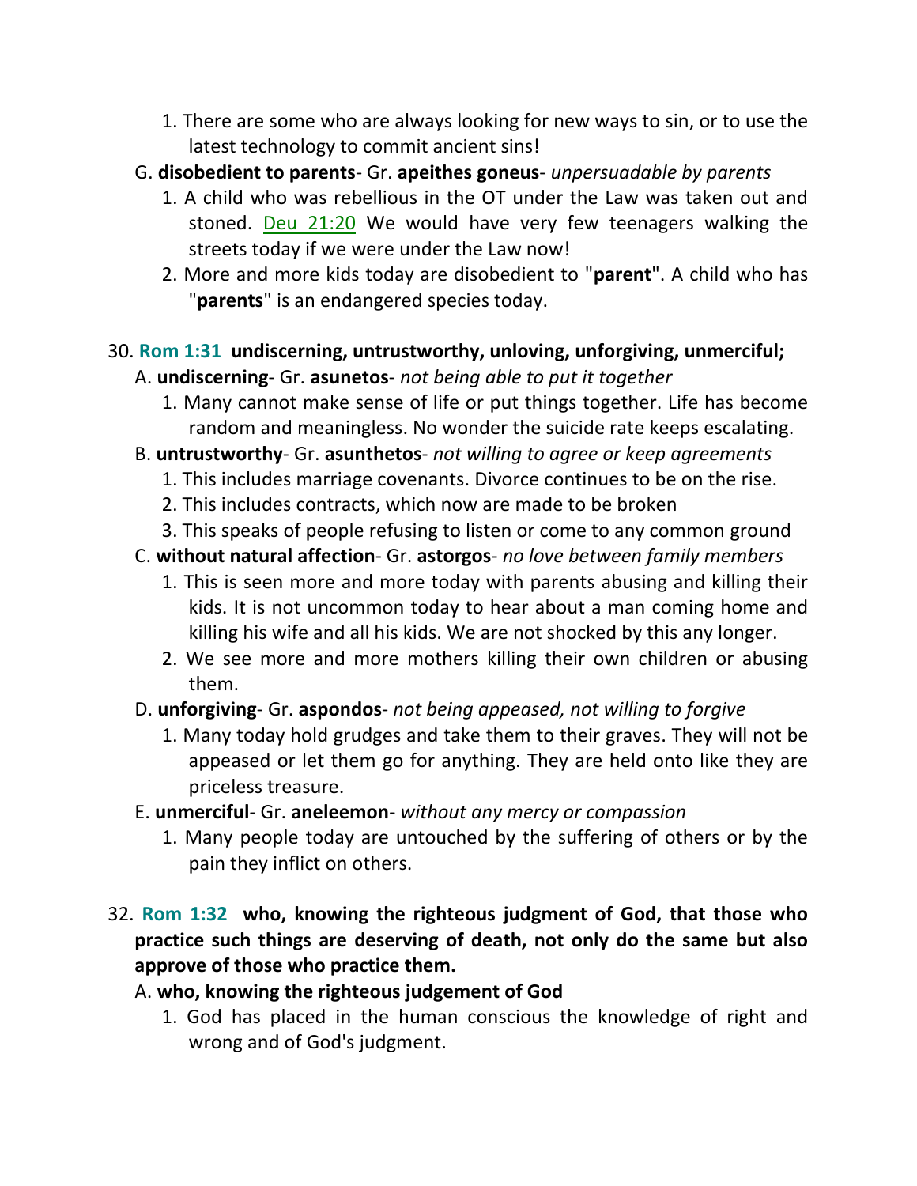1. There are some who are always looking for new ways to sin, or to use the latest technology to commit ancient sins!

G. **disobedient to parents**- Gr. **apeithes goneus**- *unpersuadable by parents*

1. A child who was rebellious in the OT under the Law was taken out and stoned. Deu_21:20 We would have very few teenagers walking the streets today if we were under the Law now!
2. More and more kids today are disobedient to "**parent**". A child who has "**parents**" is an endangered species today.

30. **Rom 1:31 undiscerning, untrustworthy, unloving, unforgiving, unmerciful;**

A. **undiscerning**- Gr. **asunetos**- *not being able to put it together*

1. Many cannot make sense of life or put things together. Life has become random and meaningless. No wonder the suicide rate keeps escalating.

B. **untrustworthy**- Gr. **asunthetos**- *not willing to agree or keep agreements*

1. This includes marriage covenants. Divorce continues to be on the rise.
2. This includes contracts, which now are made to be broken
3. This speaks of people refusing to listen or come to any common ground

C. **without natural affection**- Gr. **astorgos**- *no love between family members*

1. This is seen more and more today with parents abusing and killing their kids. It is not uncommon today to hear about a man coming home and killing his wife and all his kids. We are not shocked by this any longer.
2. We see more and more mothers killing their own children or abusing them.

D. **unforgiving**- Gr. **aspondos**- *not being appeased, not willing to forgive*

1. Many today hold grudges and take them to their graves. They will not be appeased or let them go for anything. They are held onto like they are priceless treasure.

E. **unmerciful**- Gr. **aneleemon**- *without any mercy or compassion*

1. Many people today are untouched by the suffering of others or by the pain they inflict on others.

32. **Rom 1:32 who, knowing the righteous judgment of God, that those who practice such things are deserving of death, not only do the same but also approve of those who practice them.**

A. **who, knowing the righteous judgement of God**

1. God has placed in the human conscious the knowledge of right and wrong and of God's judgment.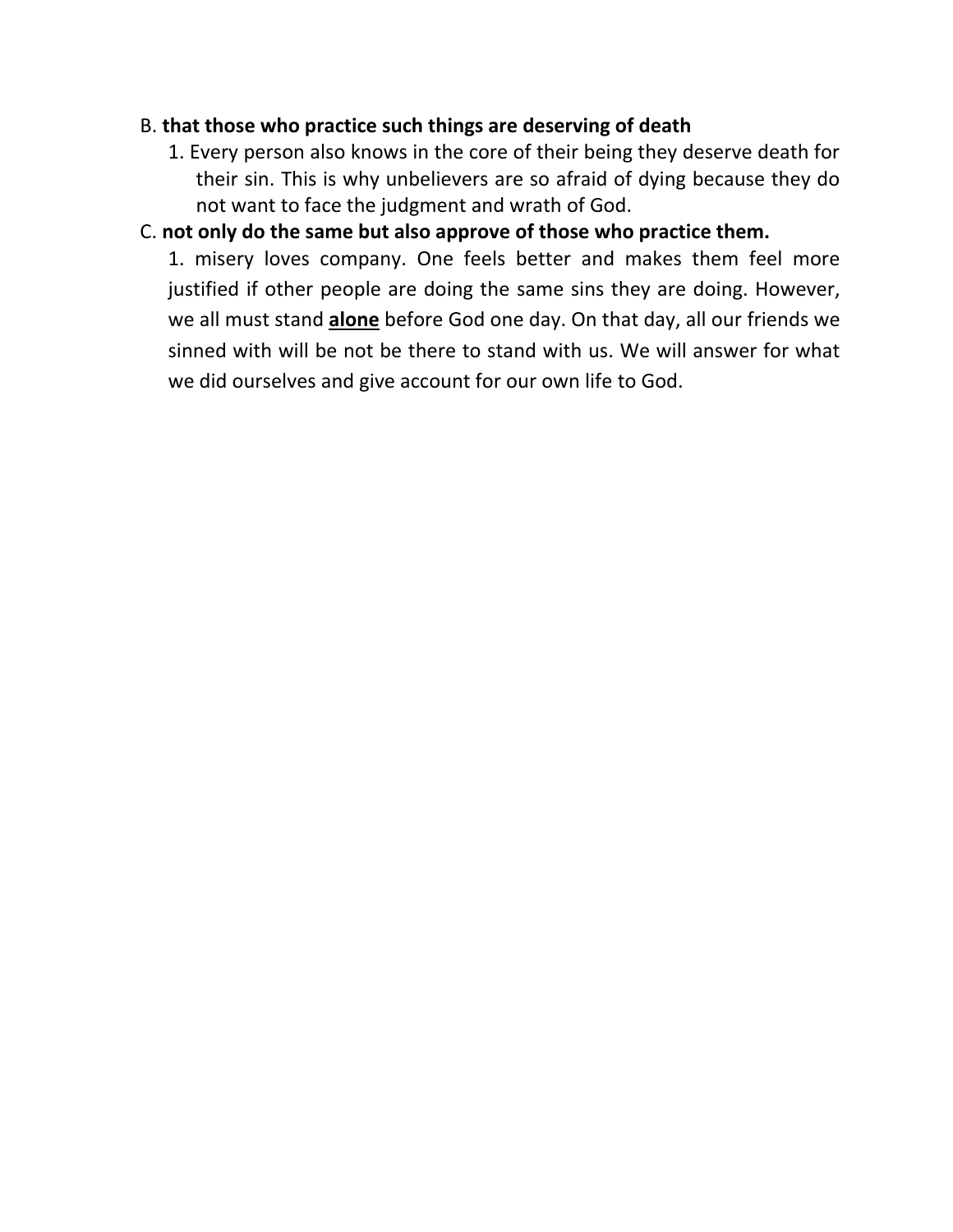B. **that those who practice such things are deserving of death**

1. Every person also knows in the core of their being they deserve death for their sin. This is why unbelievers are so afraid of dying because they do not want to face the judgment and wrath of God.

C. **not only do the same but also approve of those who practice them.**

1. misery loves company. One feels better and makes them feel more justified if other people are doing the same sins they are doing. However, we all must stand **<u>alone</u>** before God one day. On that day, all our friends we sinned with will be not be there to stand with us. We will answer for what we did ourselves and give account for our own life to God.